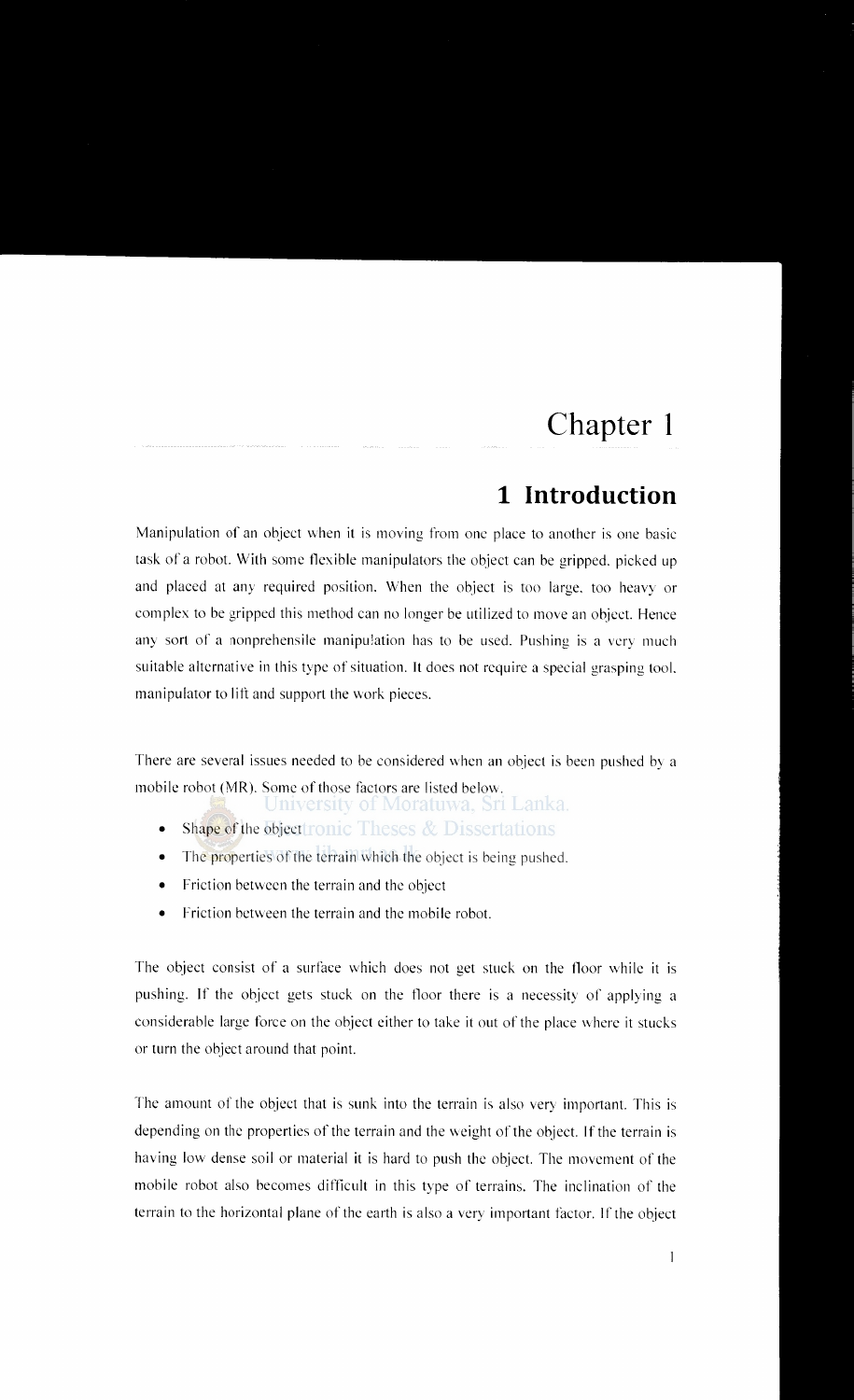# Chapter 1

# 1 Introduction

Manipulation of an object when it is moving from one place to another is one basic task of a robot. With some flexible manipulators the object can be gripped, picked up and placed at any required position. When the object is too large, too heavy or complex to be gripped this method can no longer be utilized to move an object. Hence any sort of a nonprehensile manipulation has to be used. Pushing is a very much suitable alternative in this type of situation. It does not require a special grasping tool, manipulator to lift and support the work pieces.

There are several issues needed to be considered when an object is been pushed by a mobile robot (MR). Some of those factors are listed below.

- Shape of the object
- The properties of the terrain which the object is being pushed.
- Friction between the terrain and the object
- Friction between the terrain and the mobile robot.

The object consist of a surface which does not get stuck on the floor while it is pushing. If the object gets stuck on the floor there is a necessity of applying a considerable large force on the object either to take it out of the place where it stucks or turn the object around that point.

The amount of the object that is sunk into the terrain is also very important. This is depending on the properties of the terrain and the weight of the object. If the terrain is having low dense soil or material it is hard to push the object. The movement of the mobile robot also becomes difficult in this type of terrains. The inclination of the terrain to the horizontal plane of the earth is also a very important factor. If the object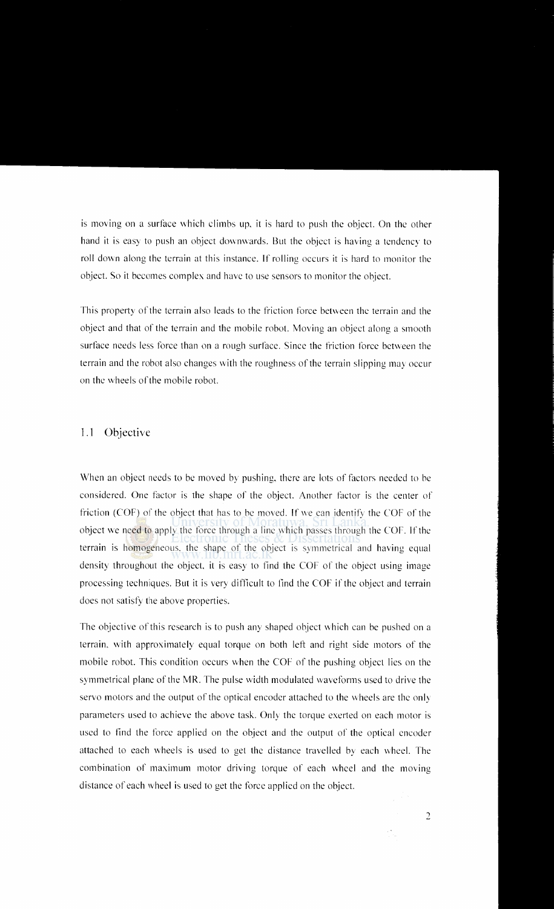is moving on a surface which climbs up, it is hard to push the object. On the other hand it is easy to push an object downwards. But the object is having a tendency to roll down along the terrain at this instance. If rolling occurs it is hard to monitor the object. So it becomes complex and have to use sensors to monitor the object.

This property of the terrain also leads to the friction force between the terrain and the object and that of the terrain and the mobile robot. Moving an object along a smooth surface needs less force than on a rough surface. Since the friction force between the terrain and the robot also changes with the roughness of the terrain slipping may occur on the wheels of the mobile robot.

## 1.1 Objective

When an object needs to be moved by pushing, there are lots of factors needed to be considered. One factor is the shape of the object. Another factor is the center of friction (COF) of the object that has to be moved. If we can identify the COF of the object we need to apply the force through a line which passes through the COF. If the terrain is homogeneous, the shape of the object is symmetrical and having equal density throughout the object, it is easy to find the COF of the object using image processing techniques. But it is very difficult to find the COF if the object and terrain does not satisfy the above properties.

The objective of this research is to push any shaped object which can be pushed on a terrain, with approximately equal torque on both left and right side motors of the mobile robot. This condition occurs when the COF of the pushing object lies on the symmetrical plane of the MR. The pulse width modulated waveforms used to drive the servo motors and the output of the optical encoder attached to the wheels are the only parameters used to achieve the above task. Only the torque exerted on each motor is used to find the force applied on the object and the output of the optical encoder attached to each wheels is used to get the distance travelled by each wheel. The combination of maximum motor driving torque of each wheel and the moving distance of each wheel is used to get the force applied on the object.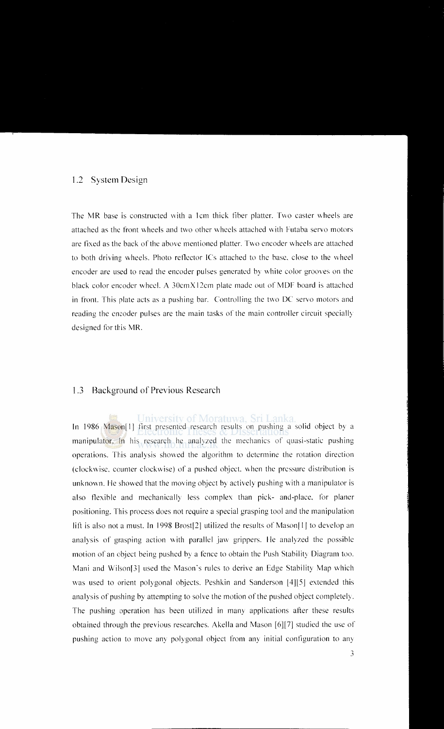## 1.2 System Design

The MR base is constructed with a 1cm thick fiber platter. Two caster wheels are attached as the front wheels and two other wheels attached with Futaba servo motors are fixed as the back of the above mentioned platter. Two encoder wheels are attached to both driving wheels. Photo reflector ICs attached to the base, close to the wheel encoder are used to read the encoder pulses generated by white color grooves on the black color encoder wheel. A 30cmX12cm plate made out of MDF board is attached in front. This plate acts as a pushing bar. Controlling the two DC servo motors and reading the encoder pulses are the main tasks of the main controller circuit specially designed for this MR.

## 1.3 Background of Previous Research

In 1986 Mason[1] first presented research results on pushing a solid object by a manipulator. In his research he analyzed the mechanics of quasi-static pushing operations. This analysis showed the algorithm to determine the rotation direction (clockwise, counter clockwise) of a pushed object, when the pressure distribution is unknown. He showed that the moving object by actively pushing with a manipulator is also flexible and mechanically less complex than pick- and-place, for planer positioning. This process does not require a special grasping tool and the manipulation lift is also not a must. In 1998 Brost[2] utilized the results of Mason[1] to develop an analysis of grasping action with parallel jaw grippers. He analyzed the possible motion of an object being pushed by a fence to obtain the Push Stability Diagram too. Mani and Wilson[3] used the Mason's rules to derive an Edge Stability Map which was used to orient polygonal objects. Peshkin and Sanderson [4][5] extended this analysis of pushing by attempting to solve the motion of the pushed object completely. The pushing operation has been utilized in many applications after these results obtained through the previous researches. Akella and Mason [6][7] studied the use of pushing action to move any polygonal object from any initial configuration to any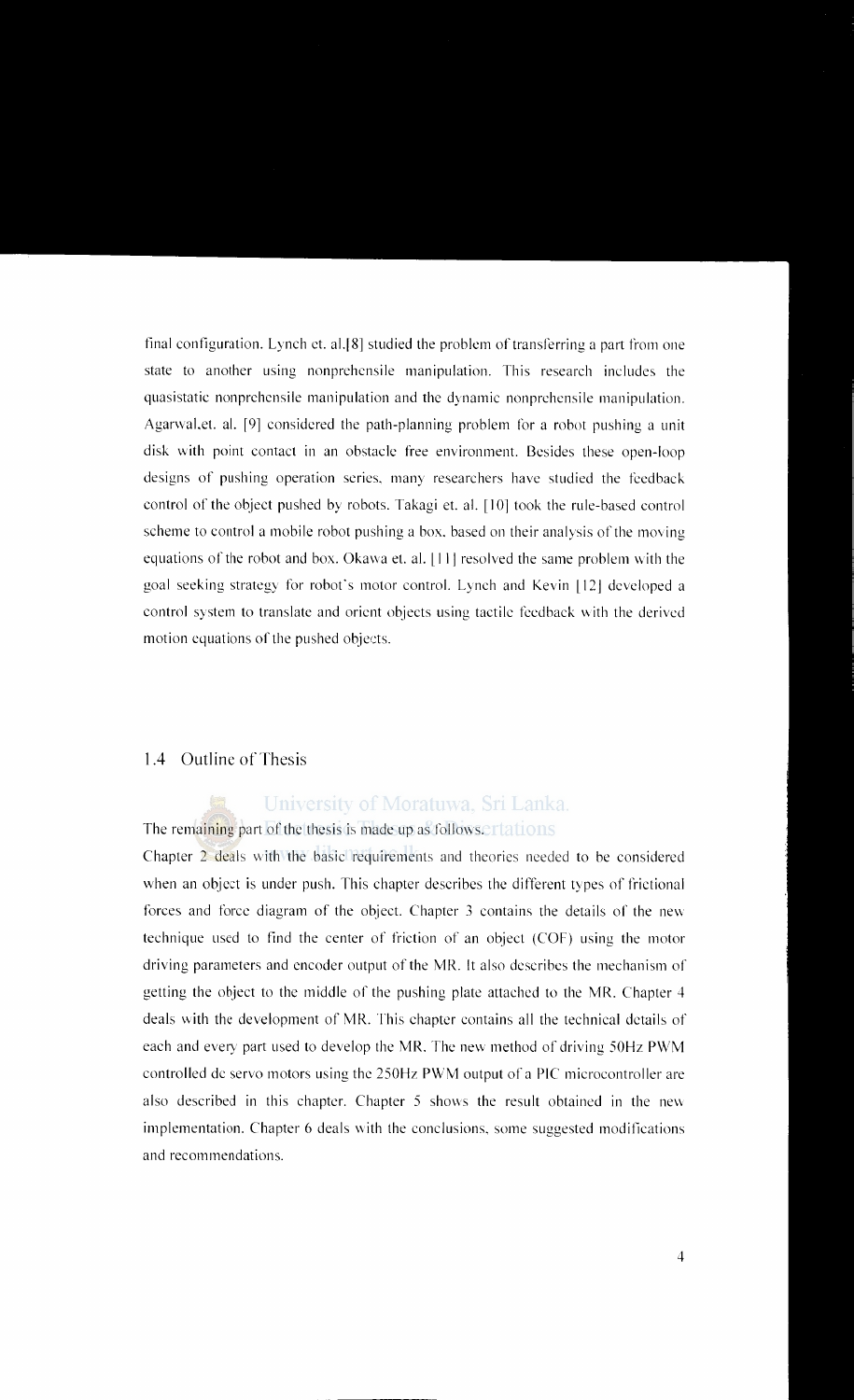final configuration. Lynch et. al.[8] studied the problem of transferring a part from one state to another using nonprehensile manipulation. This research includes the quasistatic nonprehensile manipulation and the dynamic nonprehensile manipulation. Agarwal.et. al. [9] considered the path-planning problem for a robot pushing a unit disk with point contact in an obstacle free environment. Besides these open-loop designs of pushing operation series, many researchers have studied the feedback control of the object pushed by robots. Takagi et. al. [10] took the rule-based control scheme to control a mobile robot pushing a box, based on their analysis of the moving equations of the robot and box. Okawa et. al. [11] resolved the same problem with the goal seeking strategy for robot's motor control. Lynch and Kevin [12] developed a control system to translate and orient objects using tactile feedback with the derived motion equations of the pushed objects.

## 1.4 Outline of Thesis

The remaining part of the thesis is made up as follows.

Chapter 2 deals with the basic requirements and theories needed to be considered when an object is under push. This chapter describes the different types of frictional forces and force diagram of the object. Chapter 3 contains the details of the new technique used to find the center of friction of an object (COF) using the motor driving parameters and encoder output of the MR. It also describes the mechanism of getting the object to the middle of the pushing plate attached to the MR. Chapter 4 deals with the development of MR. This chapter contains all the technical details of each and every part used to develop the MR. The new method of driving 50Hz PWM controlled dc servo motors using the 250Hz PWM output of a PIC microcontroller are also described in this chapter. Chapter 5 shows the result obtained in the new implementation. Chapter 6 deals with the conclusions, some suggested modifications and recommendations.